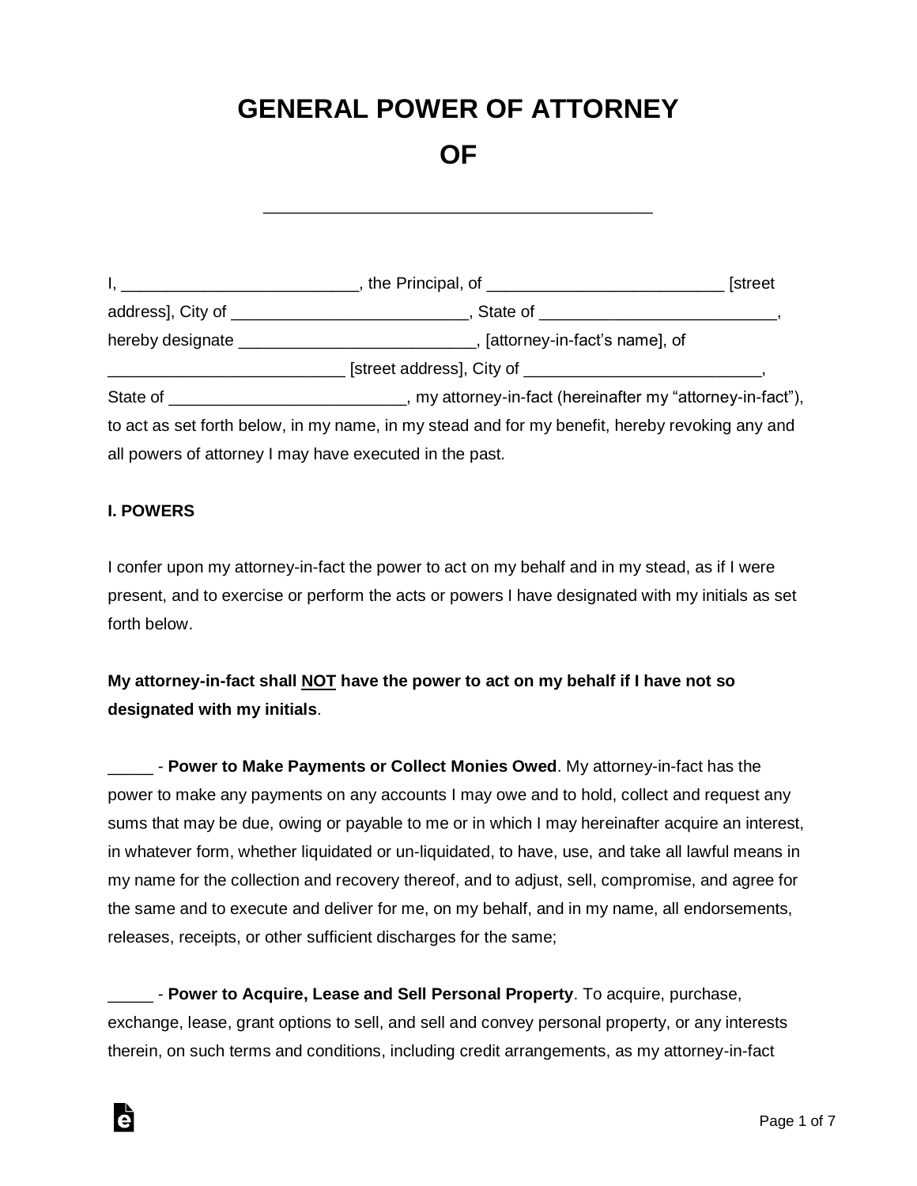# GENERAL POWER OF ATTORNEY

# OF

_______________________________________

I, __________________________, the Principal, of __________________________ [street address], City of __________________________, State of __________________________, hereby designate __________________________, [attorney-in-fact's name], of __________________________ [street address], City of __________________________, State of __________________________, my attorney-in-fact (hereinafter my "attorney-in-fact"), to act as set forth below, in my name, in my stead and for my benefit, hereby revoking any and all powers of attorney I may have executed in the past.

**I. POWERS**

I confer upon my attorney-in-fact the power to act on my behalf and in my stead, as if I were present, and to exercise or perform the acts or powers I have designated with my initials as set forth below.

**My attorney-in-fact shall <u>NOT</u> have the power to act on my behalf if I have not so designated with my initials**.

_____ - **Power to Make Payments or Collect Monies Owed**. My attorney-in-fact has the power to make any payments on any accounts I may owe and to hold, collect and request any sums that may be due, owing or payable to me or in which I may hereinafter acquire an interest, in whatever form, whether liquidated or un-liquidated, to have, use, and take all lawful means in my name for the collection and recovery thereof, and to adjust, sell, compromise, and agree for the same and to execute and deliver for me, on my behalf, and in my name, all endorsements, releases, receipts, or other sufficient discharges for the same;

_____ - **Power to Acquire, Lease and Sell Personal Property**. To acquire, purchase, exchange, lease, grant options to sell, and sell and convey personal property, or any interests therein, on such terms and conditions, including credit arrangements, as my attorney-in-fact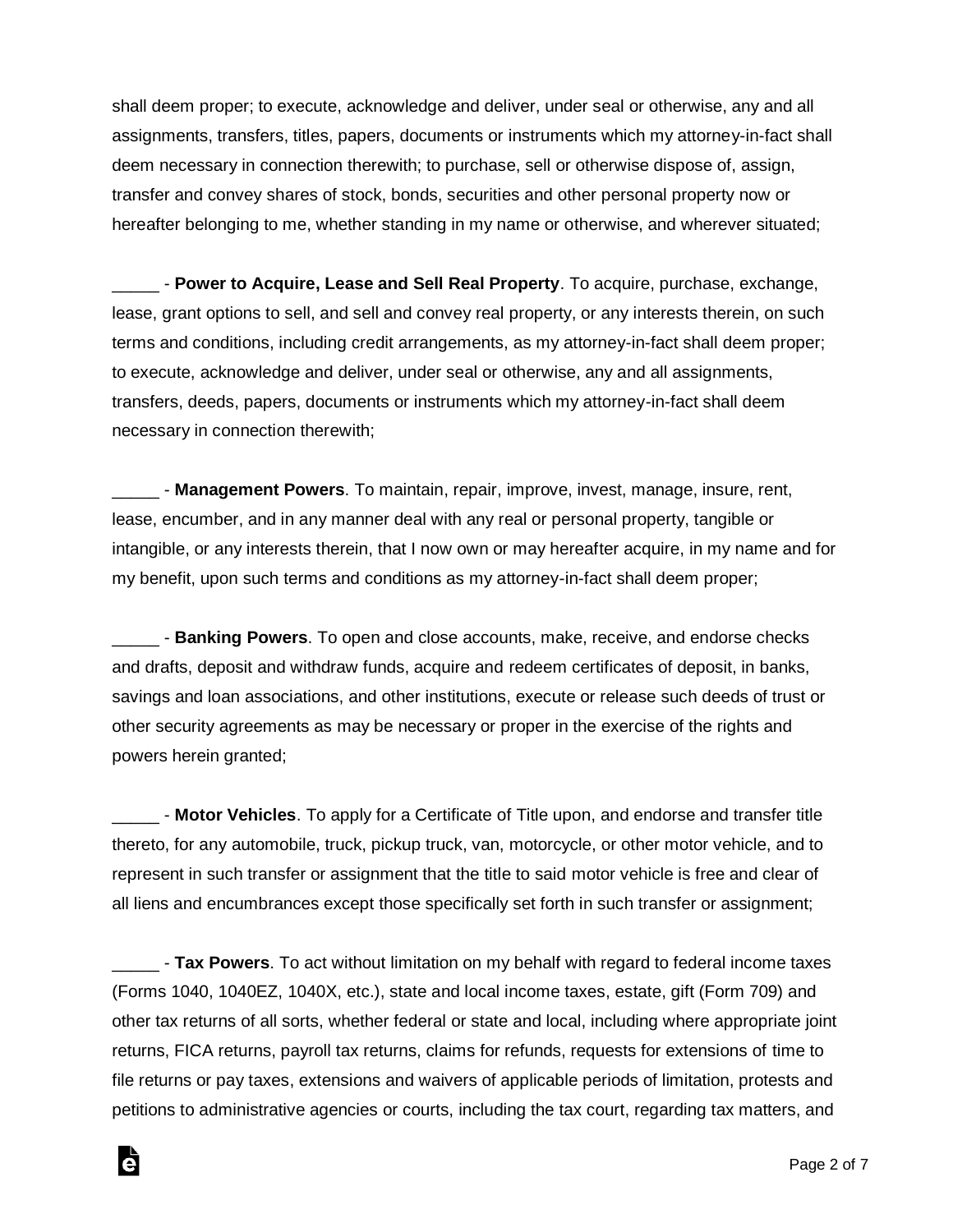shall deem proper; to execute, acknowledge and deliver, under seal or otherwise, any and all assignments, transfers, titles, papers, documents or instruments which my attorney-in-fact shall deem necessary in connection therewith; to purchase, sell or otherwise dispose of, assign, transfer and convey shares of stock, bonds, securities and other personal property now or hereafter belonging to me, whether standing in my name or otherwise, and wherever situated;

_____ - **Power to Acquire, Lease and Sell Real Property**. To acquire, purchase, exchange, lease, grant options to sell, and sell and convey real property, or any interests therein, on such terms and conditions, including credit arrangements, as my attorney-in-fact shall deem proper; to execute, acknowledge and deliver, under seal or otherwise, any and all assignments, transfers, deeds, papers, documents or instruments which my attorney-in-fact shall deem necessary in connection therewith;

_____ - **Management Powers**. To maintain, repair, improve, invest, manage, insure, rent, lease, encumber, and in any manner deal with any real or personal property, tangible or intangible, or any interests therein, that I now own or may hereafter acquire, in my name and for my benefit, upon such terms and conditions as my attorney-in-fact shall deem proper;

_____ - **Banking Powers**. To open and close accounts, make, receive, and endorse checks and drafts, deposit and withdraw funds, acquire and redeem certificates of deposit, in banks, savings and loan associations, and other institutions, execute or release such deeds of trust or other security agreements as may be necessary or proper in the exercise of the rights and powers herein granted;

_____ - **Motor Vehicles**. To apply for a Certificate of Title upon, and endorse and transfer title thereto, for any automobile, truck, pickup truck, van, motorcycle, or other motor vehicle, and to represent in such transfer or assignment that the title to said motor vehicle is free and clear of all liens and encumbrances except those specifically set forth in such transfer or assignment;

_____ - **Tax Powers**. To act without limitation on my behalf with regard to federal income taxes (Forms 1040, 1040EZ, 1040X, etc.), state and local income taxes, estate, gift (Form 709) and other tax returns of all sorts, whether federal or state and local, including where appropriate joint returns, FICA returns, payroll tax returns, claims for refunds, requests for extensions of time to file returns or pay taxes, extensions and waivers of applicable periods of limitation, protests and petitions to administrative agencies or courts, including the tax court, regarding tax matters, and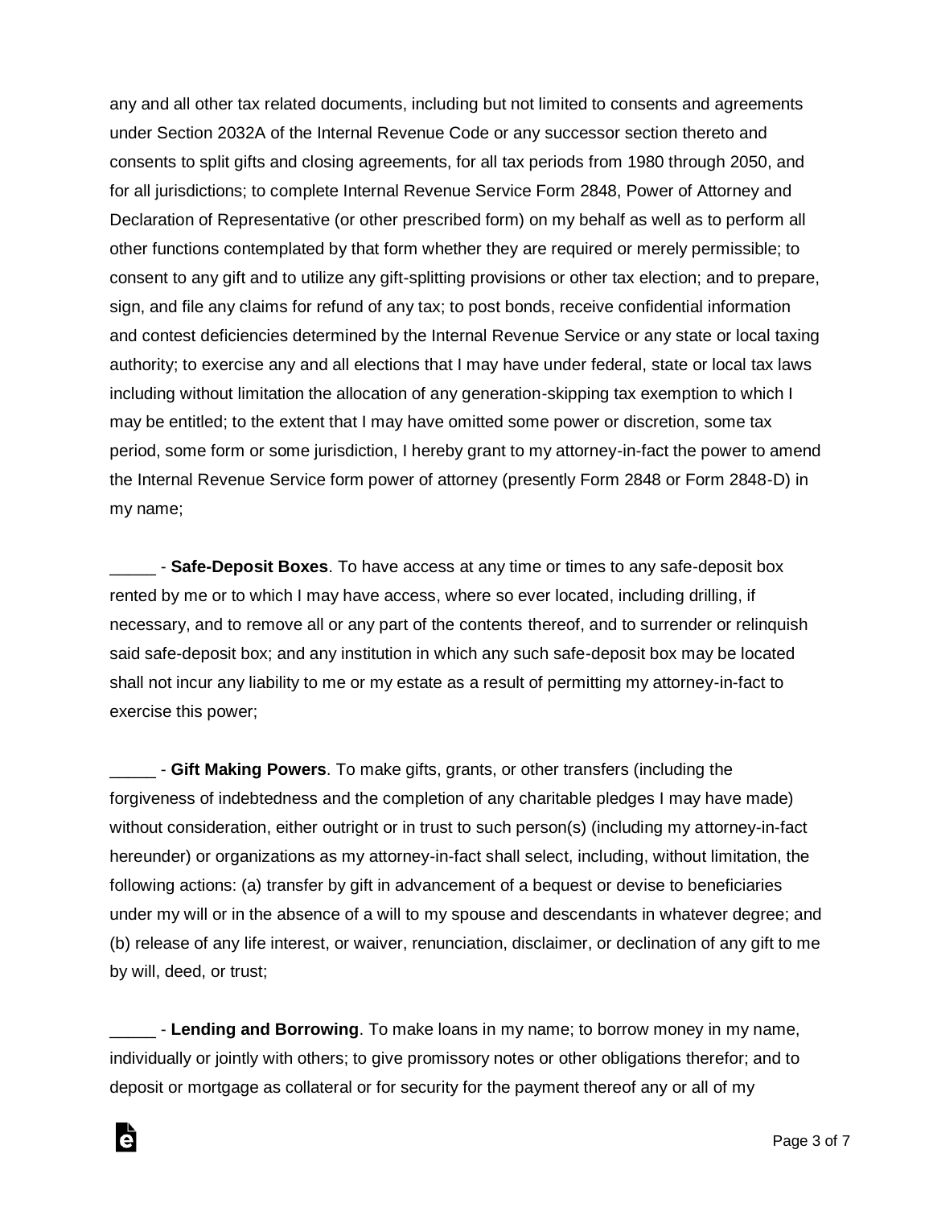any and all other tax related documents, including but not limited to consents and agreements under Section 2032A of the Internal Revenue Code or any successor section thereto and consents to split gifts and closing agreements, for all tax periods from 1980 through 2050, and for all jurisdictions; to complete Internal Revenue Service Form 2848, Power of Attorney and Declaration of Representative (or other prescribed form) on my behalf as well as to perform all other functions contemplated by that form whether they are required or merely permissible; to consent to any gift and to utilize any gift-splitting provisions or other tax election; and to prepare, sign, and file any claims for refund of any tax; to post bonds, receive confidential information and contest deficiencies determined by the Internal Revenue Service or any state or local taxing authority; to exercise any and all elections that I may have under federal, state or local tax laws including without limitation the allocation of any generation-skipping tax exemption to which I may be entitled; to the extent that I may have omitted some power or discretion, some tax period, some form or some jurisdiction, I hereby grant to my attorney-in-fact the power to amend the Internal Revenue Service form power of attorney (presently Form 2848 or Form 2848-D) in my name;

_____ - **Safe-Deposit Boxes**. To have access at any time or times to any safe-deposit box rented by me or to which I may have access, where so ever located, including drilling, if necessary, and to remove all or any part of the contents thereof, and to surrender or relinquish said safe-deposit box; and any institution in which any such safe-deposit box may be located shall not incur any liability to me or my estate as a result of permitting my attorney-in-fact to exercise this power;

_____ - **Gift Making Powers**. To make gifts, grants, or other transfers (including the forgiveness of indebtedness and the completion of any charitable pledges I may have made) without consideration, either outright or in trust to such person(s) (including my attorney-in-fact hereunder) or organizations as my attorney-in-fact shall select, including, without limitation, the following actions: (a) transfer by gift in advancement of a bequest or devise to beneficiaries under my will or in the absence of a will to my spouse and descendants in whatever degree; and (b) release of any life interest, or waiver, renunciation, disclaimer, or declination of any gift to me by will, deed, or trust;

_____ - **Lending and Borrowing**. To make loans in my name; to borrow money in my name, individually or jointly with others; to give promissory notes or other obligations therefor; and to deposit or mortgage as collateral or for security for the payment thereof any or all of my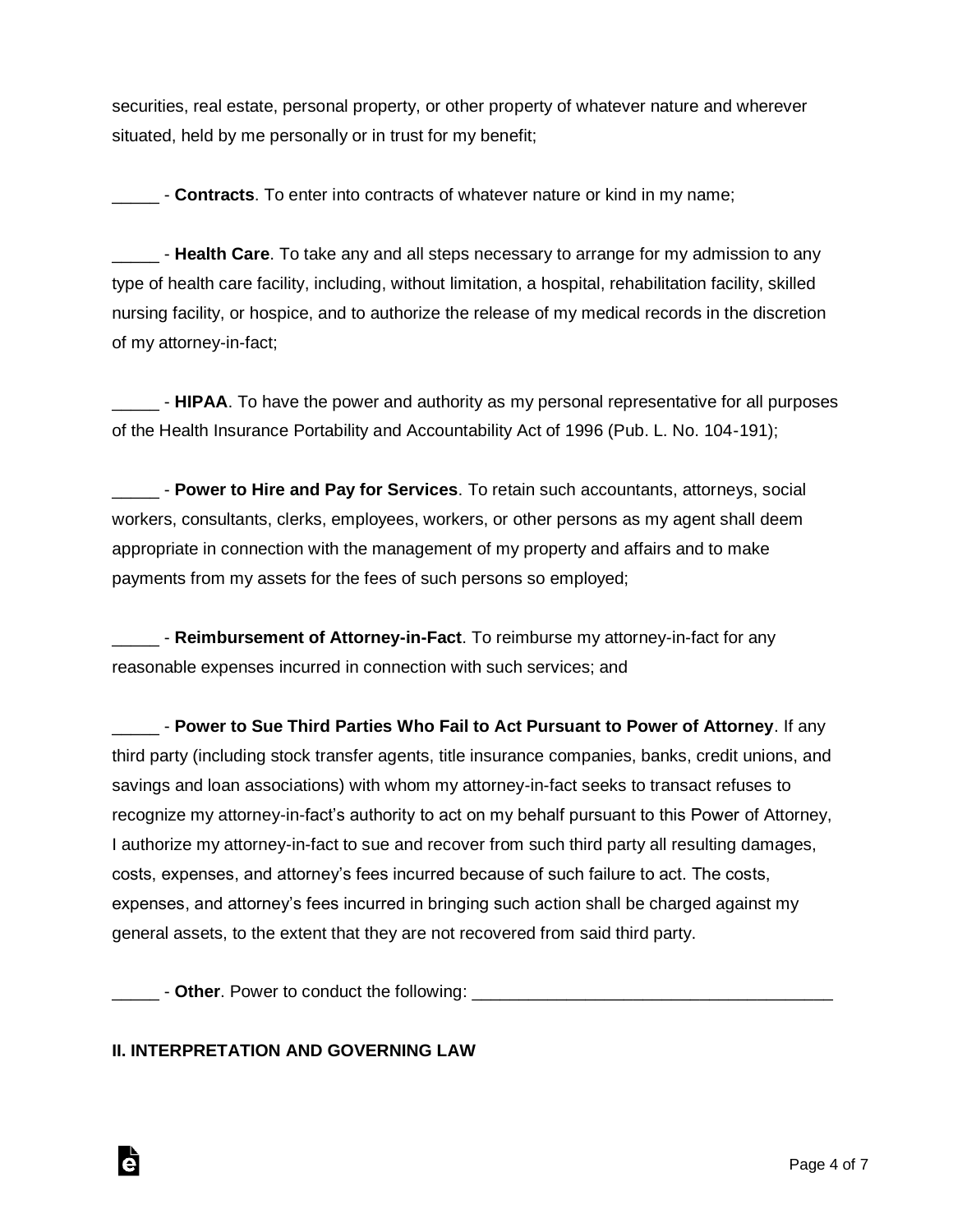securities, real estate, personal property, or other property of whatever nature and wherever situated, held by me personally or in trust for my benefit;

_____ - **Contracts**. To enter into contracts of whatever nature or kind in my name;

_____ - **Health Care**. To take any and all steps necessary to arrange for my admission to any type of health care facility, including, without limitation, a hospital, rehabilitation facility, skilled nursing facility, or hospice, and to authorize the release of my medical records in the discretion of my attorney-in-fact;

_____ - **HIPAA**. To have the power and authority as my personal representative for all purposes of the Health Insurance Portability and Accountability Act of 1996 (Pub. L. No. 104-191);

_____ - **Power to Hire and Pay for Services**. To retain such accountants, attorneys, social workers, consultants, clerks, employees, workers, or other persons as my agent shall deem appropriate in connection with the management of my property and affairs and to make payments from my assets for the fees of such persons so employed;

_____ - **Reimbursement of Attorney-in-Fact**. To reimburse my attorney-in-fact for any reasonable expenses incurred in connection with such services; and

_____ - **Power to Sue Third Parties Who Fail to Act Pursuant to Power of Attorney**. If any third party (including stock transfer agents, title insurance companies, banks, credit unions, and savings and loan associations) with whom my attorney-in-fact seeks to transact refuses to recognize my attorney-in-fact's authority to act on my behalf pursuant to this Power of Attorney, I authorize my attorney-in-fact to sue and recover from such third party all resulting damages, costs, expenses, and attorney's fees incurred because of such failure to act. The costs, expenses, and attorney's fees incurred in bringing such action shall be charged against my general assets, to the extent that they are not recovered from said third party.

_____ - **Other**. Power to conduct the following: ______________________________________

**II. INTERPRETATION AND GOVERNING LAW**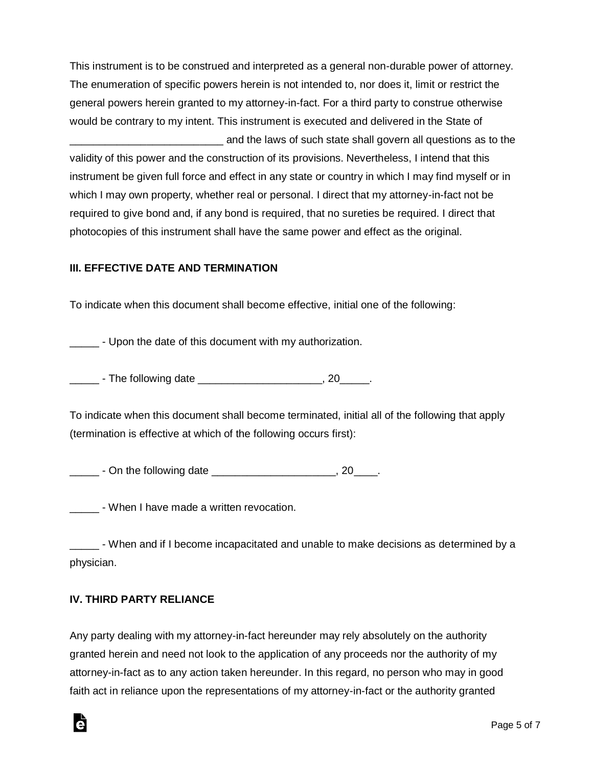This instrument is to be construed and interpreted as a general non-durable power of attorney. The enumeration of specific powers herein is not intended to, nor does it, limit or restrict the general powers herein granted to my attorney-in-fact. For a third party to construe otherwise would be contrary to my intent. This instrument is executed and delivered in the State of __________________________ and the laws of such state shall govern all questions as to the validity of this power and the construction of its provisions. Nevertheless, I intend that this instrument be given full force and effect in any state or country in which I may find myself or in which I may own property, whether real or personal. I direct that my attorney-in-fact not be required to give bond and, if any bond is required, that no sureties be required. I direct that photocopies of this instrument shall have the same power and effect as the original.

### III. EFFECTIVE DATE AND TERMINATION

To indicate when this document shall become effective, initial one of the following:

_____ - Upon the date of this document with my authorization.

_____ - The following date _____________________, 20_____.

To indicate when this document shall become terminated, initial all of the following that apply (termination is effective at which of the following occurs first):

_____ - On the following date _____________________, 20____.

_____ - When I have made a written revocation.

_____ - When and if I become incapacitated and unable to make decisions as determined by a physician.

### IV. THIRD PARTY RELIANCE

Any party dealing with my attorney-in-fact hereunder may rely absolutely on the authority granted herein and need not look to the application of any proceeds nor the authority of my attorney-in-fact as to any action taken hereunder. In this regard, no person who may in good faith act in reliance upon the representations of my attorney-in-fact or the authority granted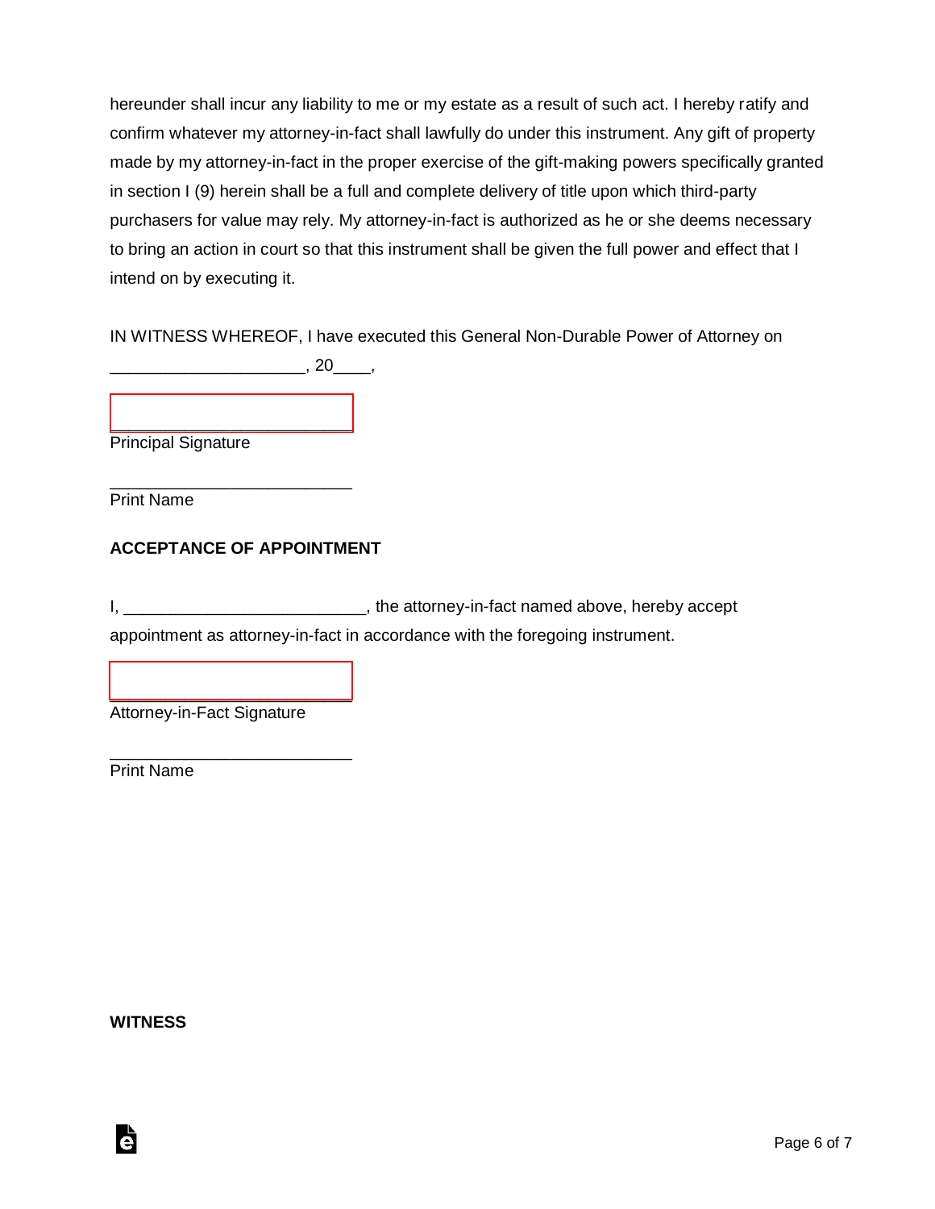hereunder shall incur any liability to me or my estate as a result of such act. I hereby ratify and confirm whatever my attorney-in-fact shall lawfully do under this instrument. Any gift of property made by my attorney-in-fact in the proper exercise of the gift-making powers specifically granted in section I (9) herein shall be a full and complete delivery of title upon which third-party purchasers for value may rely. My attorney-in-fact is authorized as he or she deems necessary to bring an action in court so that this instrument shall be given the full power and effect that I intend on by executing it.

IN WITNESS WHEREOF, I have executed this General Non-Durable Power of Attorney on ____________________, 20____,

_________________________
Principal Signature

_________________________
Print Name

**ACCEPTANCE OF APPOINTMENT**

I, _________________________, the attorney-in-fact named above, hereby accept appointment as attorney-in-fact in accordance with the foregoing instrument.

_________________________
Attorney-in-Fact Signature

_________________________
Print Name

**WITNESS**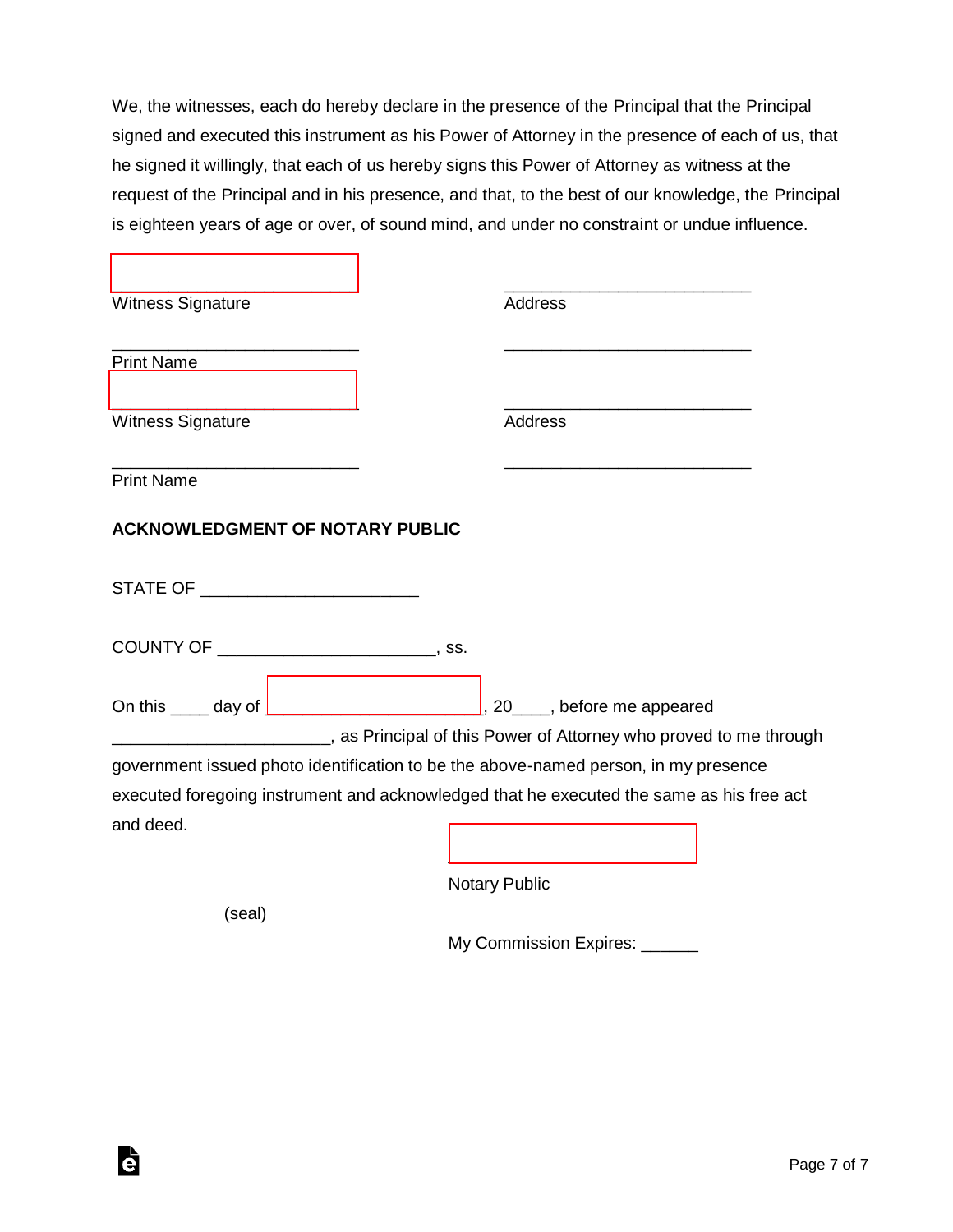We, the witnesses, each do hereby declare in the presence of the Principal that the Principal signed and executed this instrument as his Power of Attorney in the presence of each of us, that he signed it willingly, that each of us hereby signs this Power of Attorney as witness at the request of the Principal and in his presence, and that, to the best of our knowledge, the Principal is eighteen years of age or over, of sound mind, and under no constraint or undue influence.

\_\_\_\_\_\_\_\_\_\_\_\_\_\_\_\_\_\_\_\_\_\_\_\_\_\_ 
Witness Signature

\_\_\_\_\_\_\_\_\_\_\_\_\_\_\_\_\_\_\_\_\_\_\_\_\_\_ 
Print Name

\_\_\_\_\_\_\_\_\_\_\_\_\_\_\_\_\_\_\_\_\_\_\_\_\_\_ 
Address

\_\_\_\_\_\_\_\_\_\_\_\_\_\_\_\_\_\_\_\_\_\_\_\_\_\_

\_\_\_\_\_\_\_\_\_\_\_\_\_\_\_\_\_\_\_\_\_\_\_\_\_\_ 
Witness Signature

\_\_\_\_\_\_\_\_\_\_\_\_\_\_\_\_\_\_\_\_\_\_\_\_\_\_ 
Print Name

\_\_\_\_\_\_\_\_\_\_\_\_\_\_\_\_\_\_\_\_\_\_\_\_\_\_ 
Address

\_\_\_\_\_\_\_\_\_\_\_\_\_\_\_\_\_\_\_\_\_\_\_\_\_\_

**ACKNOWLEDGMENT OF NOTARY PUBLIC**

STATE OF \_\_\_\_\_\_\_\_\_\_\_\_\_\_\_\_\_\_\_\_\_\_\_

COUNTY OF \_\_\_\_\_\_\_\_\_\_\_\_\_\_\_\_\_\_\_\_\_\_\_, ss.

On this \_\_\_\_ day of \_\_\_\_\_\_\_\_\_\_\_\_\_\_\_\_\_\_\_\_\_\_\_, 20\_\_\_\_, before me appeared \_\_\_\_\_\_\_\_\_\_\_\_\_\_\_\_\_\_\_\_\_\_\_, as Principal of this Power of Attorney who proved to me through government issued photo identification to be the above-named person, in my presence executed foregoing instrument and acknowledged that he executed the same as his free act and deed.

\_\_\_\_\_\_\_\_\_\_\_\_\_\_\_\_\_\_\_\_\_\_\_\_\_\_ 
Notary Public

(seal)

My Commission Expires: \_\_\_\_\_\_